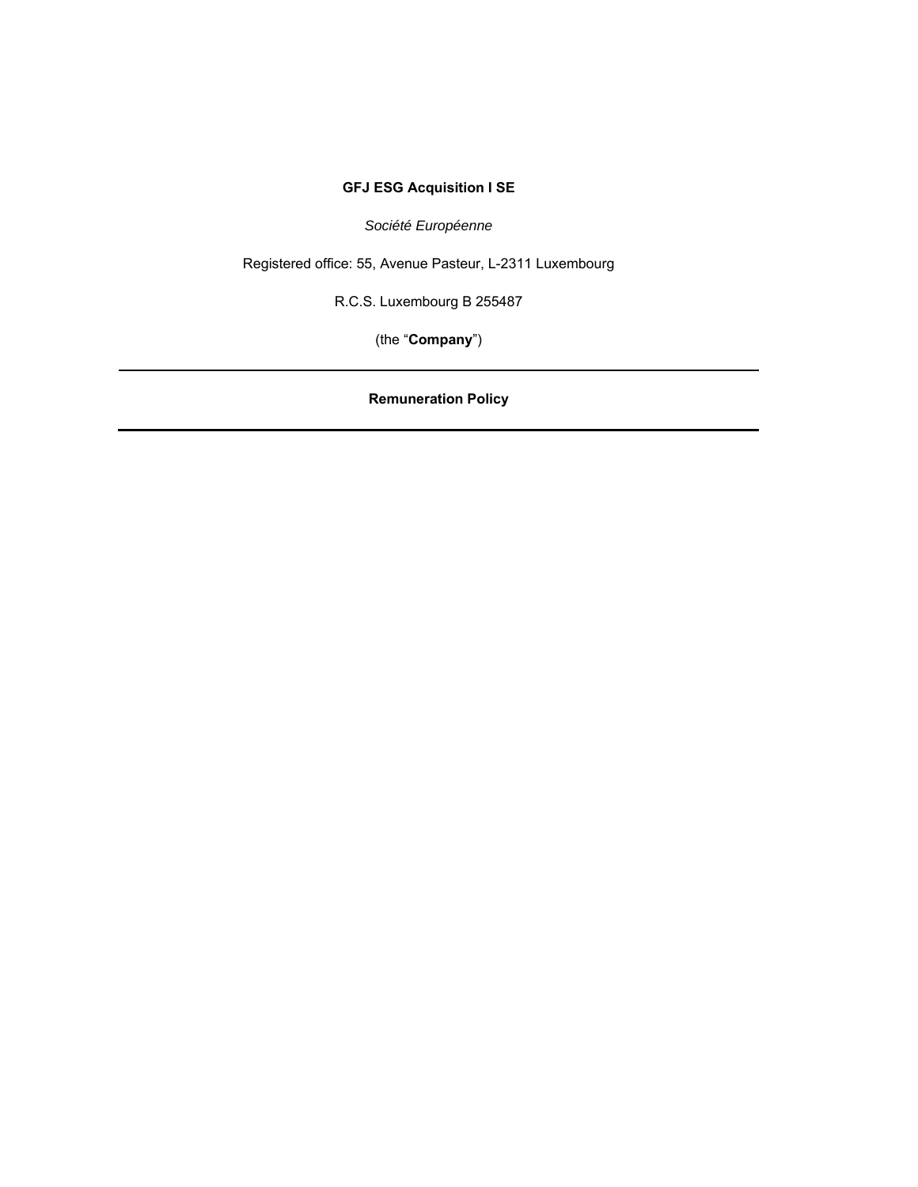**GFJ ESG Acquisition I SE**

*Société Européenne*

Registered office: 55, Avenue Pasteur, L-2311 Luxembourg

R.C.S. Luxembourg B 255487

(the "**Company**")

---

# Remuneration Policy

---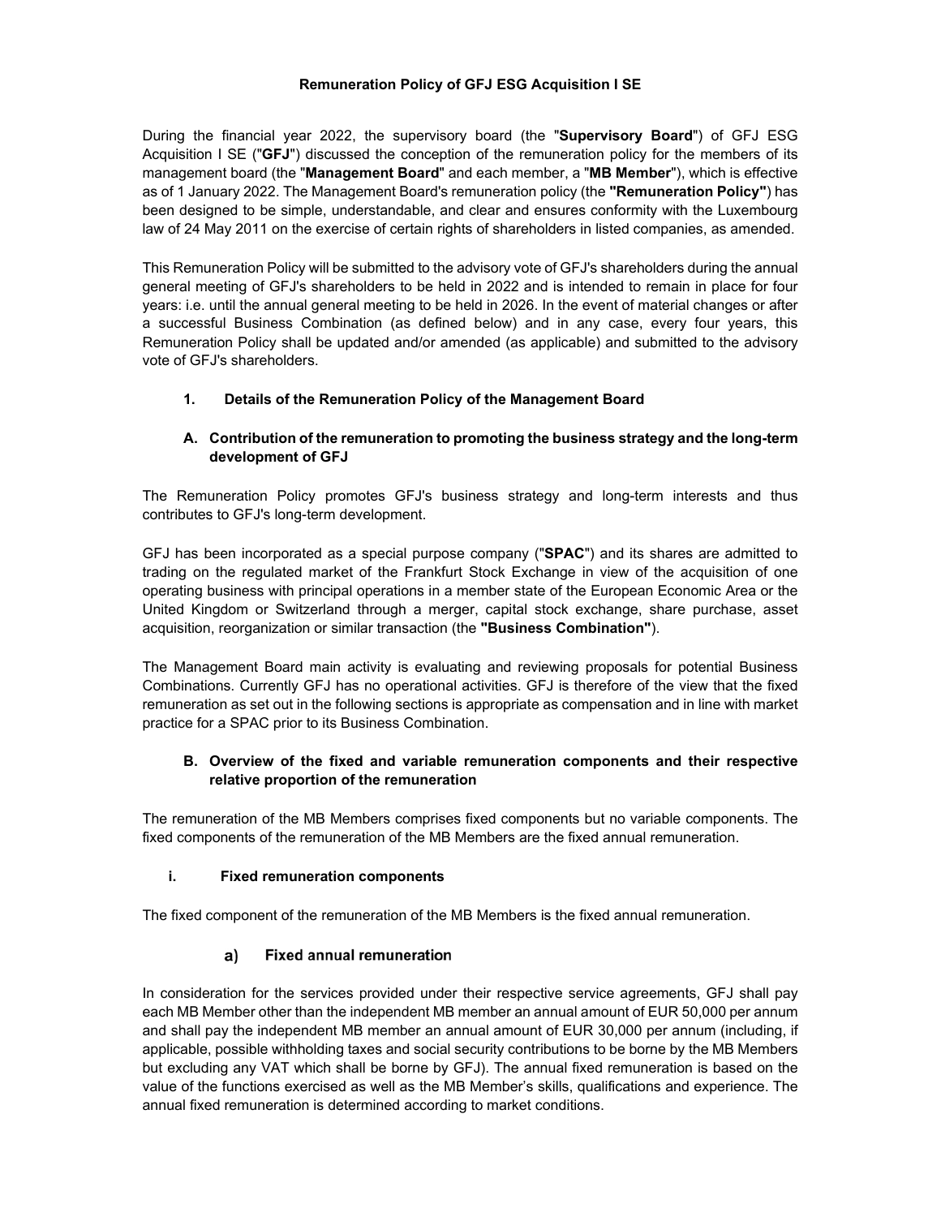# Remuneration Policy of GFJ ESG Acquisition I SE

During the financial year 2022, the supervisory board (the "**Supervisory Board**") of GFJ ESG Acquisition I SE ("**GFJ**") discussed the conception of the remuneration policy for the members of its management board (the "**Management Board**" and each member, a "**MB Member**"), which is effective as of 1 January 2022. The Management Board's remuneration policy (the **"Remuneration Policy"**) has been designed to be simple, understandable, and clear and ensures conformity with the Luxembourg law of 24 May 2011 on the exercise of certain rights of shareholders in listed companies, as amended.

This Remuneration Policy will be submitted to the advisory vote of GFJ's shareholders during the annual general meeting of GFJ's shareholders to be held in 2022 and is intended to remain in place for four years: i.e. until the annual general meeting to be held in 2026. In the event of material changes or after a successful Business Combination (as defined below) and in any case, every four years, this Remuneration Policy shall be updated and/or amended (as applicable) and submitted to the advisory vote of GFJ's shareholders.

## 1. Details of the Remuneration Policy of the Management Board

### A. Contribution of the remuneration to promoting the business strategy and the long-term development of GFJ

The Remuneration Policy promotes GFJ's business strategy and long-term interests and thus contributes to GFJ's long-term development.

GFJ has been incorporated as a special purpose company ("**SPAC**") and its shares are admitted to trading on the regulated market of the Frankfurt Stock Exchange in view of the acquisition of one operating business with principal operations in a member state of the European Economic Area or the United Kingdom or Switzerland through a merger, capital stock exchange, share purchase, asset acquisition, reorganization or similar transaction (the **"Business Combination"**).

The Management Board main activity is evaluating and reviewing proposals for potential Business Combinations. Currently GFJ has no operational activities. GFJ is therefore of the view that the fixed remuneration as set out in the following sections is appropriate as compensation and in line with market practice for a SPAC prior to its Business Combination.

### B. Overview of the fixed and variable remuneration components and their respective relative proportion of the remuneration

The remuneration of the MB Members comprises fixed components but no variable components. The fixed components of the remuneration of the MB Members are the fixed annual remuneration.

#### i. Fixed remuneration components

The fixed component of the remuneration of the MB Members is the fixed annual remuneration.

##### a) Fixed annual remuneration

In consideration for the services provided under their respective service agreements, GFJ shall pay each MB Member other than the independent MB member an annual amount of EUR 50,000 per annum and shall pay the independent MB member an annual amount of EUR 30,000 per annum (including, if applicable, possible withholding taxes and social security contributions to be borne by the MB Members but excluding any VAT which shall be borne by GFJ). The annual fixed remuneration is based on the value of the functions exercised as well as the MB Member's skills, qualifications and experience. The annual fixed remuneration is determined according to market conditions.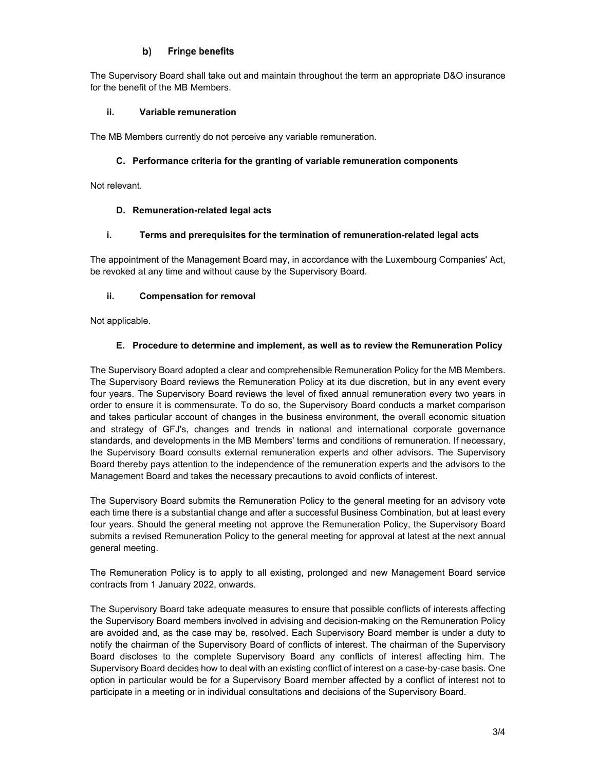#### b) Fringe benefits

The Supervisory Board shall take out and maintain throughout the term an appropriate D&O insurance for the benefit of the MB Members.

#### ii. Variable remuneration

The MB Members currently do not perceive any variable remuneration.

### C. Performance criteria for the granting of variable remuneration components

Not relevant.

### D. Remuneration-related legal acts

#### i. Terms and prerequisites for the termination of remuneration-related legal acts

The appointment of the Management Board may, in accordance with the Luxembourg Companies' Act, be revoked at any time and without cause by the Supervisory Board.

#### ii. Compensation for removal

Not applicable.

### E. Procedure to determine and implement, as well as to review the Remuneration Policy

The Supervisory Board adopted a clear and comprehensible Remuneration Policy for the MB Members. The Supervisory Board reviews the Remuneration Policy at its due discretion, but in any event every four years. The Supervisory Board reviews the level of fixed annual remuneration every two years in order to ensure it is commensurate. To do so, the Supervisory Board conducts a market comparison and takes particular account of changes in the business environment, the overall economic situation and strategy of GFJ's, changes and trends in national and international corporate governance standards, and developments in the MB Members' terms and conditions of remuneration. If necessary, the Supervisory Board consults external remuneration experts and other advisors. The Supervisory Board thereby pays attention to the independence of the remuneration experts and the advisors to the Management Board and takes the necessary precautions to avoid conflicts of interest.

The Supervisory Board submits the Remuneration Policy to the general meeting for an advisory vote each time there is a substantial change and after a successful Business Combination, but at least every four years. Should the general meeting not approve the Remuneration Policy, the Supervisory Board submits a revised Remuneration Policy to the general meeting for approval at latest at the next annual general meeting.

The Remuneration Policy is to apply to all existing, prolonged and new Management Board service contracts from 1 January 2022, onwards.

The Supervisory Board take adequate measures to ensure that possible conflicts of interests affecting the Supervisory Board members involved in advising and decision-making on the Remuneration Policy are avoided and, as the case may be, resolved. Each Supervisory Board member is under a duty to notify the chairman of the Supervisory Board of conflicts of interest. The chairman of the Supervisory Board discloses to the complete Supervisory Board any conflicts of interest affecting him. The Supervisory Board decides how to deal with an existing conflict of interest on a case-by-case basis. One option in particular would be for a Supervisory Board member affected by a conflict of interest not to participate in a meeting or in individual consultations and decisions of the Supervisory Board.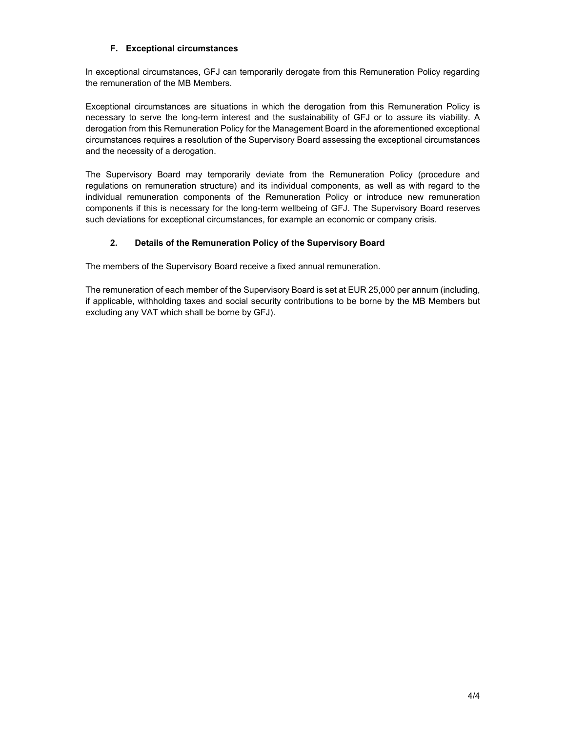### F. Exceptional circumstances

In exceptional circumstances, GFJ can temporarily derogate from this Remuneration Policy regarding the remuneration of the MB Members.

Exceptional circumstances are situations in which the derogation from this Remuneration Policy is necessary to serve the long-term interest and the sustainability of GFJ or to assure its viability. A derogation from this Remuneration Policy for the Management Board in the aforementioned exceptional circumstances requires a resolution of the Supervisory Board assessing the exceptional circumstances and the necessity of a derogation.

The Supervisory Board may temporarily deviate from the Remuneration Policy (procedure and regulations on remuneration structure) and its individual components, as well as with regard to the individual remuneration components of the Remuneration Policy or introduce new remuneration components if this is necessary for the long-term wellbeing of GFJ. The Supervisory Board reserves such deviations for exceptional circumstances, for example an economic or company crisis.

## 2. Details of the Remuneration Policy of the Supervisory Board

The members of the Supervisory Board receive a fixed annual remuneration.

The remuneration of each member of the Supervisory Board is set at EUR 25,000 per annum (including, if applicable, withholding taxes and social security contributions to be borne by the MB Members but excluding any VAT which shall be borne by GFJ).